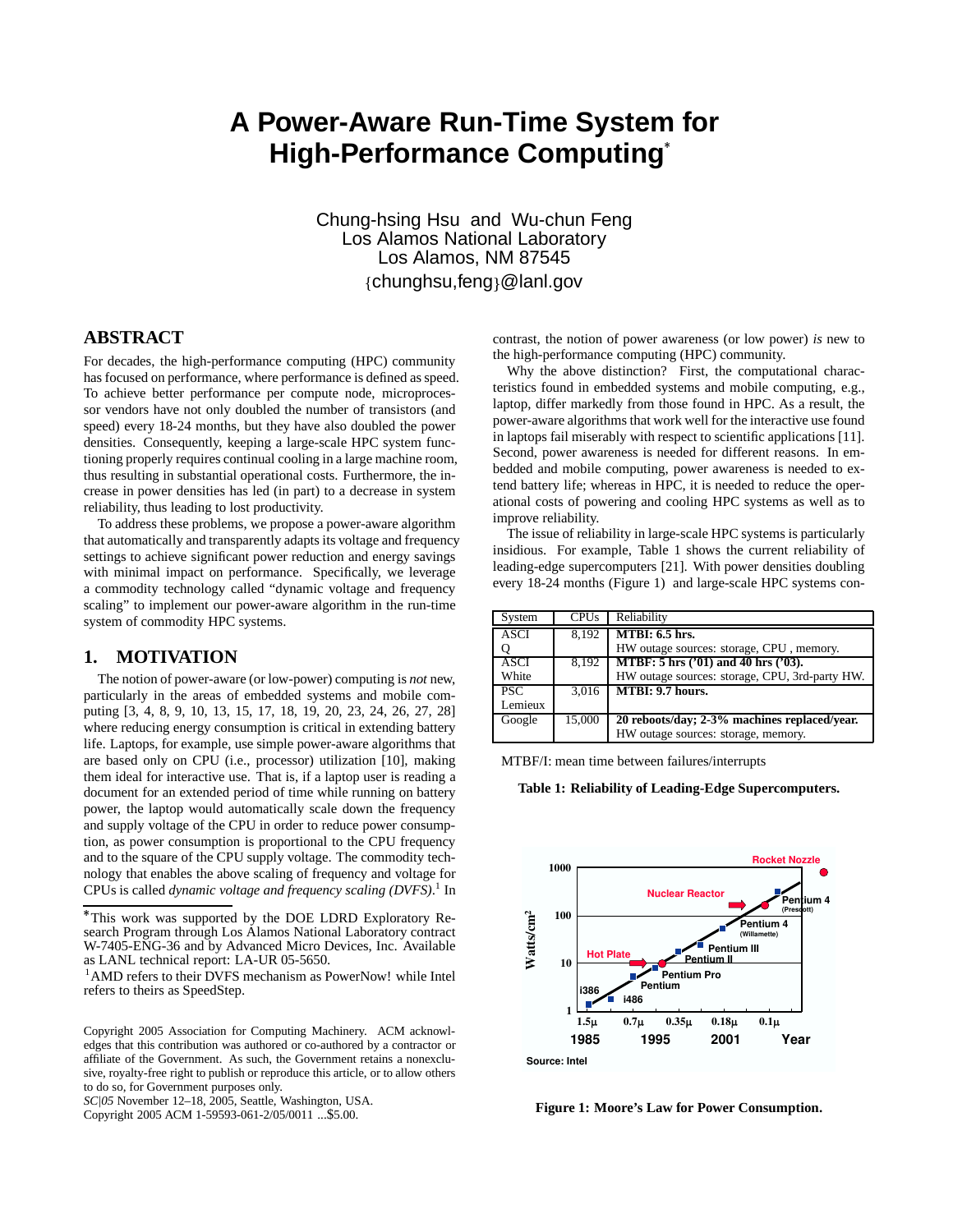# A Power-Aware Run-Time System for High-Performance Computing*

Chung-hsing Hsu and Wu-chun Feng
Los Alamos National Laboratory
Los Alamos, NM 87545
{chunghsu,feng}@lanl.gov

## ABSTRACT

For decades, the high-performance computing (HPC) community has focused on performance, where performance is defined as speed. To achieve better performance per compute node, microprocessor vendors have not only doubled the number of transistors (and speed) every 18-24 months, but they have also doubled the power densities. Consequently, keeping a large-scale HPC system functioning properly requires continual cooling in a large machine room, thus resulting in substantial operational costs. Furthermore, the increase in power densities has led (in part) to a decrease in system reliability, thus leading to lost productivity.

To address these problems, we propose a power-aware algorithm that automatically and transparently adapts its voltage and frequency settings to achieve significant power reduction and energy savings with minimal impact on performance. Specifically, we leverage a commodity technology called "dynamic voltage and frequency scaling" to implement our power-aware algorithm in the run-time system of commodity HPC systems.

## 1. MOTIVATION

The notion of power-aware (or low-power) computing is *not* new, particularly in the areas of embedded systems and mobile computing [3, 4, 8, 9, 10, 13, 15, 17, 18, 19, 20, 23, 24, 26, 27, 28] where reducing energy consumption is critical in extending battery life. Laptops, for example, use simple power-aware algorithms that are based only on CPU (i.e., processor) utilization [10], making them ideal for interactive use. That is, if a laptop user is reading a document for an extended period of time while running on battery power, the laptop would automatically scale down the frequency and supply voltage of the CPU in order to reduce power consumption, as power consumption is proportional to the CPU frequency and to the square of the CPU supply voltage. The commodity technology that enables the above scaling of frequency and voltage for CPUs is called *dynamic voltage and frequency scaling (DVFS)*.[1] In contrast, the notion of power awareness (or low power) *is* new to the high-performance computing (HPC) community.

Why the above distinction? First, the computational characteristics found in embedded systems and mobile computing, e.g., laptop, differ markedly from those found in HPC. As a result, the power-aware algorithms that work well for the interactive use found in laptops fail miserably with respect to scientific applications [11]. Second, power awareness is needed for different reasons. In embedded and mobile computing, power awareness is needed to extend battery life; whereas in HPC, it is needed to reduce the operational costs of powering and cooling HPC systems as well as to improve reliability.

The issue of reliability in large-scale HPC systems is particularly insidious. For example, Table 1 shows the current reliability of leading-edge supercomputers [21]. With power densities doubling every 18-24 months (Figure 1) and large-scale HPC systems con-

| System | CPUs | Reliability |
|---|---|---|
| ASCI Q | 8,192 | **MTBI: 6.5 hrs.** HW outage sources: storage, CPU , memory. |
| ASCI White | 8,192 | **MTBF: 5 hrs ('01) and 40 hrs ('03).** HW outage sources: storage, CPU, 3rd-party HW. |
| PSC Lemieux | 3,016 | **MTBI: 9.7 hours.** |
| Google | 15,000 | **20 reboots/day; 2-3% machines replaced/year.** HW outage sources: storage, memory. |

MTBF/I: mean time between failures/interrupts

**Table 1: Reliability of Leading-Edge Supercomputers.**

Watts/cm²
1000
100
10
1
1.5μ 0.7μ 0.35μ 0.18μ 0.1μ
1985 1995 2001 Year
Rocket Nozzle
Nuclear Reactor
Hot Plate
Pentium 4 (Prescott)
Pentium 4 (Willamette)
Pentium III
Pentium II
Pentium Pro
Pentium
i386
i486
Source: Intel

**Figure 1: Moore's Law for Power Consumption.**

*This work was supported by the DOE LDRD Exploratory Research Program through Los Alamos National Laboratory contract W-7405-ENG-36 and by Advanced Micro Devices, Inc. Available as LANL technical report: LA-UR 05-5650.

[1] AMD refers to their DVFS mechanism as PowerNow! while Intel refers to theirs as SpeedStep.

Copyright 2005 Association for Computing Machinery. ACM acknowledges that this contribution was authored or co-authored by a contractor or affiliate of the Government. As such, the Government retains a nonexclusive, royalty-free right to publish or reproduce this article, or to allow others to do so, for Government purposes only.
*SC|05* November 12–18, 2005, Seattle, Washington, USA.
Copyright 2005 ACM 1-59593-061-2/05/0011 ...$5.00.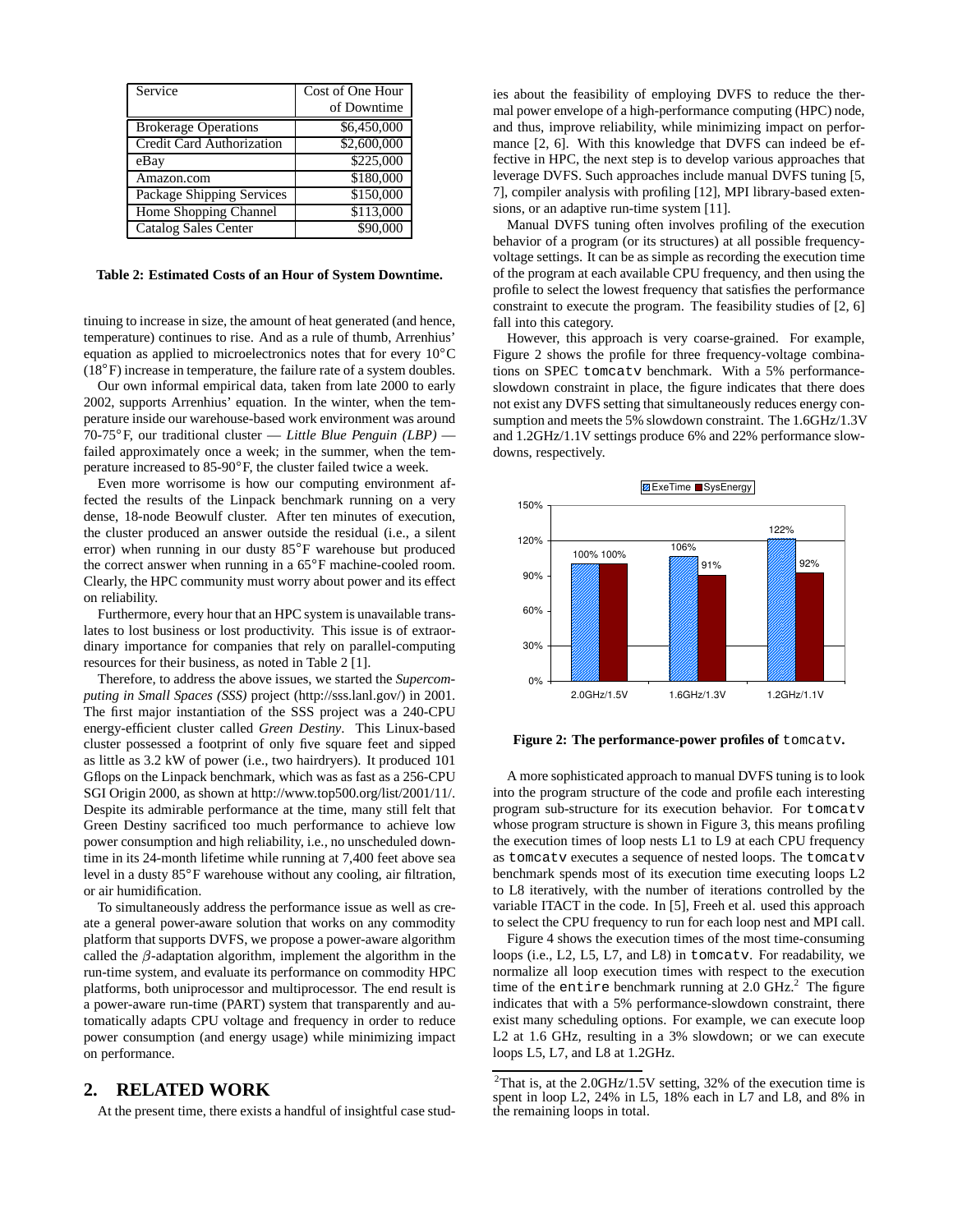| Service | Cost of One Hour of Downtime |
| --- | --- |
| Brokerage Operations | $6,450,000 |
| Credit Card Authorization | $2,600,000 |
| eBay | $225,000 |
| Amazon.com | $180,000 |
| Package Shipping Services | $150,000 |
| Home Shopping Channel | $113,000 |
| Catalog Sales Center | $90,000 |

**Table 2: Estimated Costs of an Hour of System Downtime.**

tinuing to increase in size, the amount of heat generated (and hence, temperature) continues to rise. And as a rule of thumb, Arrenhius' equation as applied to microelectronics notes that for every 10°C (18°F) increase in temperature, the failure rate of a system doubles.

Our own informal empirical data, taken from late 2000 to early 2002, supports Arrenhius' equation. In the winter, when the temperature inside our warehouse-based work environment was around 70-75°F, our traditional cluster — *Little Blue Penguin (LBP)* — failed approximately once a week; in the summer, when the temperature increased to 85-90°F, the cluster failed twice a week.

Even more worrisome is how our computing environment affected the results of the Linpack benchmark running on a very dense, 18-node Beowulf cluster. After ten minutes of execution, the cluster produced an answer outside the residual (i.e., a silent error) when running in our dusty 85°F warehouse but produced the correct answer when running in a 65°F machine-cooled room. Clearly, the HPC community must worry about power and its effect on reliability.

Furthermore, every hour that an HPC system is unavailable translates to lost business or lost productivity. This issue is of extraordinary importance for companies that rely on parallel-computing resources for their business, as noted in Table 2 [1].

Therefore, to address the above issues, we started the *Supercomputing in Small Spaces (SSS)* project (http://sss.lanl.gov/) in 2001. The first major instantiation of the SSS project was a 240-CPU energy-efficient cluster called *Green Destiny*. This Linux-based cluster possessed a footprint of only five square feet and sipped as little as 3.2 kW of power (i.e., two hairdryers). It produced 101 Gflops on the Linpack benchmark, which was as fast as a 256-CPU SGI Origin 2000, as shown at http://www.top500.org/list/2001/11/. Despite its admirable performance at the time, many still felt that Green Destiny sacrificed too much performance to achieve low power consumption and high reliability, i.e., no unscheduled downtime in its 24-month lifetime while running at 7,400 feet above sea level in a dusty 85°F warehouse without any cooling, air filtration, or air humidification.

To simultaneously address the performance issue as well as create a general power-aware solution that works on any commodity platform that supports DVFS, we propose a power-aware algorithm called the $\beta$-adaptation algorithm, implement the algorithm in the run-time system, and evaluate its performance on commodity HPC platforms, both uniprocessor and multiprocessor. The end result is a power-aware run-time (PART) system that transparently and automatically adapts CPU voltage and frequency in order to reduce power consumption (and energy usage) while minimizing impact on performance.

## 2. RELATED WORK

At the present time, there exists a handful of insightful case studies about the feasibility of employing DVFS to reduce the thermal power envelope of a high-performance computing (HPC) node, and thus, improve reliability, while minimizing impact on performance [2, 6]. With this knowledge that DVFS can indeed be effective in HPC, the next step is to develop various approaches that leverage DVFS. Such approaches include manual DVFS tuning [5, 7], compiler analysis with profiling [12], MPI library-based extensions, or an adaptive run-time system [11].

Manual DVFS tuning often involves profiling of the execution behavior of a program (or its structures) at all possible frequency-voltage settings. It can be as simple as recording the execution time of the program at each available CPU frequency, and then using the profile to select the lowest frequency that satisfies the performance constraint to execute the program. The feasibility studies of [2, 6] fall into this category.

However, this approach is very coarse-grained. For example, Figure 2 shows the profile for three frequency-voltage combinations on SPEC `tomcatv` benchmark. With a 5% performance-slowdown constraint in place, the figure indicates that there does not exist any DVFS setting that simultaneously reduces energy consumption and meets the 5% slowdown constraint. The 1.6GHz/1.3V and 1.2GHz/1.1V settings produce 6% and 22% performance slowdowns, respectively.

| | ExeTime | SysEnergy |
| --- | --- | --- |
| 2.0GHz/1.5V | 100% | 100% |
| 1.6GHz/1.3V | 106% | 91% |
| 1.2GHz/1.1V | 122% | 92% |

**Figure 2: The performance-power profiles of** `tomcatv`**.**

A more sophisticated approach to manual DVFS tuning is to look into the program structure of the code and profile each interesting program sub-structure for its execution behavior. For `tomcatv` whose program structure is shown in Figure 3, this means profiling the execution times of loop nests L1 to L9 at each CPU frequency as `tomcatv` executes a sequence of nested loops. The `tomcatv` benchmark spends most of its execution time executing loops L2 to L8 iteratively, with the number of iterations controlled by the variable ITACT in the code. In [5], Freeh et al. used this approach to select the CPU frequency to run for each loop nest and MPI call.

Figure 4 shows the execution times of the most time-consuming loops (i.e., L2, L5, L7, and L8) in `tomcatv`. For readability, we normalize all loop execution times with respect to the execution time of the `entire` benchmark running at 2.0 GHz.[2] The figure indicates that with a 5% performance-slowdown constraint, there exist many scheduling options. For example, we can execute loop L2 at 1.6 GHz, resulting in a 3% slowdown; or we can execute loops L5, L7, and L8 at 1.2GHz.

[2] That is, at the 2.0GHz/1.5V setting, 32% of the execution time is spent in loop L2, 24% in L5, 18% each in L7 and L8, and 8% in the remaining loops in total.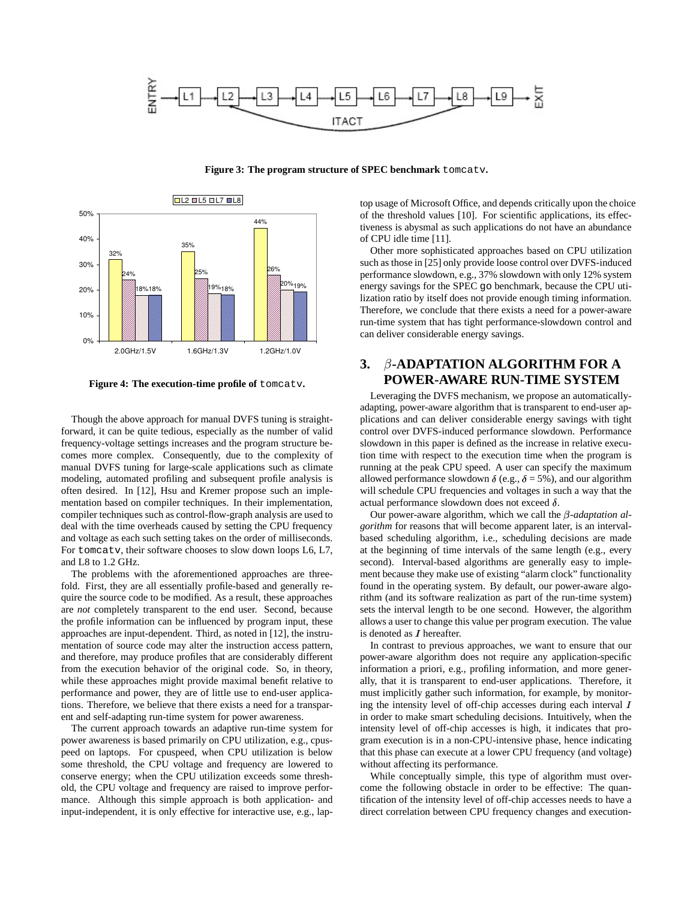ENTRY L1 L2 L3 L4 L5 L6 L7 L8 L9 EXIT

ITACT

**Figure 3: The program structure of SPEC benchmark `tomcatv`.**

L2 L5 L7 L8

50%
40%
30%
20%
10%
0%

32% 24% 18% 18%

35% 25% 19% 18%

44% 26% 20% 19%

2.0GHz/1.5V 1.6GHz/1.3V 1.2GHz/1.0V

**Figure 4: The execution-time profile of `tomcatv`.**

Though the above approach for manual DVFS tuning is straightforward, it can be quite tedious, especially as the number of valid frequency-voltage settings increases and the program structure becomes more complex. Consequently, due to the complexity of manual DVFS tuning for large-scale applications such as climate modeling, automated profiling and subsequent profile analysis is often desired. In [12], Hsu and Kremer propose such an implementation based on compiler techniques. In their implementation, compiler techniques such as control-flow-graph analysis are used to deal with the time overheads caused by setting the CPU frequency and voltage as each such setting takes on the order of milliseconds. For `tomcatv`, their software chooses to slow down loops L6, L7, and L8 to 1.2 GHz.

The problems with the aforementioned approaches are three-fold. First, they are all essentially profile-based and generally require the source code to be modified. As a result, these approaches are *not* completely transparent to the end user. Second, because the profile information can be influenced by program input, these approaches are input-dependent. Third, as noted in [12], the instrumentation of source code may alter the instruction access pattern, and therefore, may produce profiles that are considerably different from the execution behavior of the original code. So, in theory, while these approaches might provide maximal benefit relative to performance and power, they are of little use to end-user applications. Therefore, we believe that there exists a need for a transparent and self-adapting run-time system for power awareness.

The current approach towards an adaptive run-time system for power awareness is based primarily on CPU utilization, e.g., cpuspeed on laptops. For cpuspeed, when CPU utilization is below some threshold, the CPU voltage and frequency are lowered to conserve energy; when the CPU utilization exceeds some threshold, the CPU voltage and frequency are raised to improve performance. Although this simple approach is both application- and input-independent, it is only effective for interactive use, e.g., laptop usage of Microsoft Office, and depends critically upon the choice of the threshold values [10]. For scientific applications, its effectiveness is abysmal as such applications do not have an abundance of CPU idle time [11].

Other more sophisticated approaches based on CPU utilization such as those in [25] only provide loose control over DVFS-induced performance slowdown, e.g., 37% slowdown with only 12% system energy savings for the SPEC `go` benchmark, because the CPU utilization ratio by itself does not provide enough timing information. Therefore, we conclude that there exists a need for a power-aware run-time system that has tight performance-slowdown control and can deliver considerable energy savings.

## 3. $\beta$-ADAPTATION ALGORITHM FOR A POWER-AWARE RUN-TIME SYSTEM

Leveraging the DVFS mechanism, we propose an automatically-adapting, power-aware algorithm that is transparent to end-user applications and can deliver considerable energy savings with tight control over DVFS-induced performance slowdown. Performance slowdown in this paper is defined as the increase in relative execution time with respect to the execution time when the program is running at the peak CPU speed. A user can specify the maximum allowed performance slowdown $\delta$ (e.g., $\delta = 5\%$), and our algorithm will schedule CPU frequencies and voltages in such a way that the actual performance slowdown does not exceed $\delta$.

Our power-aware algorithm, which we call the *$\beta$-adaptation algorithm* for reasons that will become apparent later, is an interval-based scheduling algorithm, i.e., scheduling decisions are made at the beginning of time intervals of the same length (e.g., every second). Interval-based algorithms are generally easy to implement because they make use of existing "alarm clock" functionality found in the operating system. By default, our power-aware algorithm (and its software realization as part of the run-time system) sets the interval length to be one second. However, the algorithm allows a user to change this value per program execution. The value is denoted as $I$ hereafter.

In contrast to previous approaches, we want to ensure that our power-aware algorithm does not require any application-specific information a priori, e.g., profiling information, and more generally, that it is transparent to end-user applications. Therefore, it must implicitly gather such information, for example, by monitoring the intensity level of off-chip accesses during each interval $I$ in order to make smart scheduling decisions. Intuitively, when the intensity level of off-chip accesses is high, it indicates that program execution is in a non-CPU-intensive phase, hence indicating that this phase can execute at a lower CPU frequency (and voltage) without affecting its performance.

While conceptually simple, this type of algorithm must overcome the following obstacle in order to be effective: The quantification of the intensity level of off-chip accesses needs to have a direct correlation between CPU frequency changes and execution-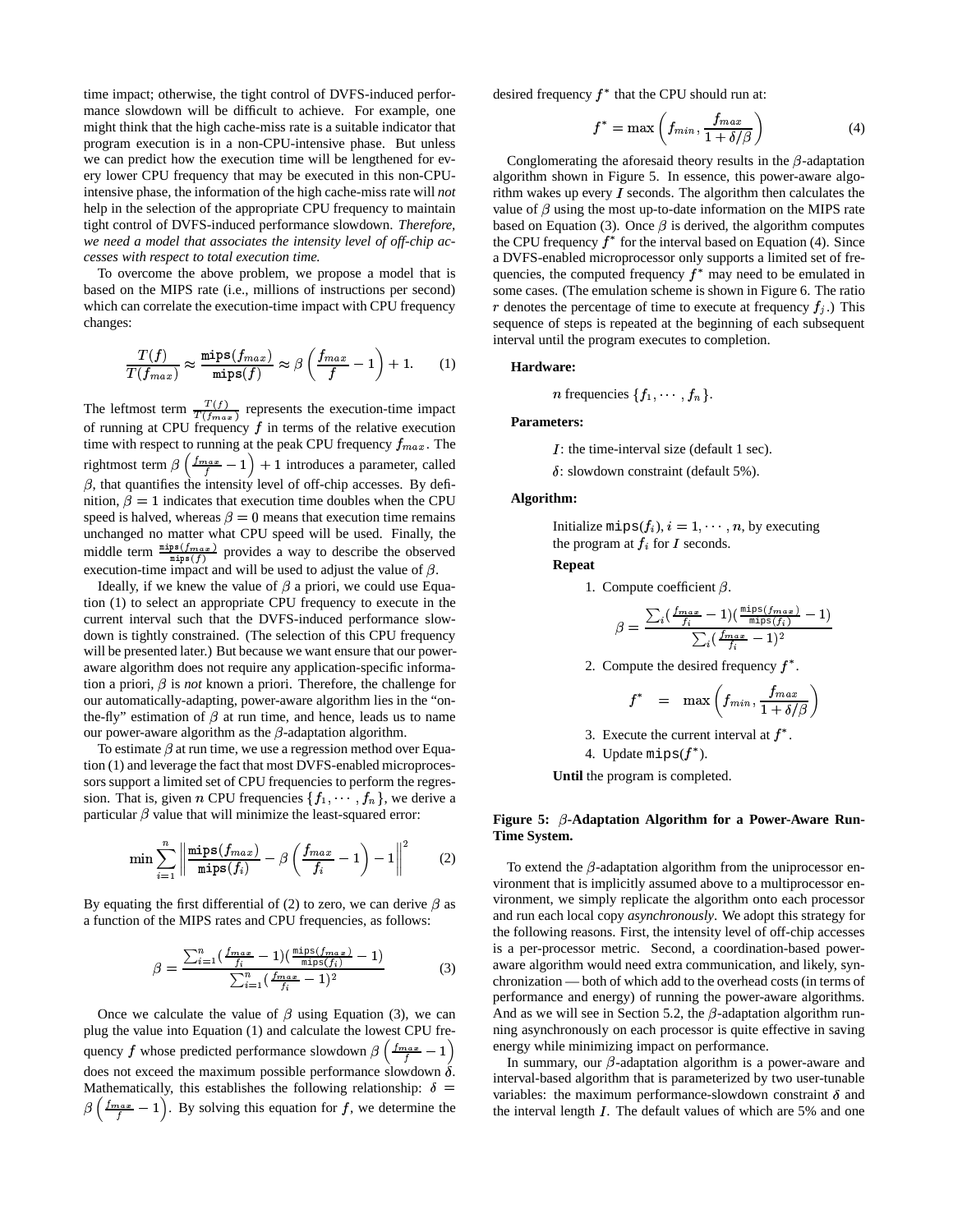time impact; otherwise, the tight control of DVFS-induced performance slowdown will be difficult to achieve. For example, one might think that the high cache-miss rate is a suitable indicator that program execution is in a non-CPU-intensive phase. But unless we can predict how the execution time will be lengthened for every lower CPU frequency that may be executed in this non-CPU-intensive phase, the information of the high cache-miss rate will *not* help in the selection of the appropriate CPU frequency to maintain tight control of DVFS-induced performance slowdown. *Therefore, we need a model that associates the intensity level of off-chip accesses with respect to total execution time.*

To overcome the above problem, we propose a model that is based on the MIPS rate (i.e., millions of instructions per second) which can correlate the execution-time impact with CPU frequency changes:

$$\frac{T(f)}{T(f_{max})} \approx \frac{\mathtt{mips}(f_{max})}{\mathtt{mips}(f)} \approx \beta\left(\frac{f_{max}}{f} - 1\right) + 1. \quad (1)$$

The leftmost term $\frac{T(f)}{T(f_{max})}$ represents the execution-time impact of running at CPU frequency $f$ in terms of the relative execution time with respect to running at the peak CPU frequency $f_{max}$. The rightmost term $\beta\left(\frac{f_{max}}{f} - 1\right) + 1$ introduces a parameter, called $\beta$, that quantifies the intensity level of off-chip accesses. By definition, $\beta = 1$ indicates that execution time doubles when the CPU speed is halved, whereas $\beta = 0$ means that execution time remains unchanged no matter what CPU speed will be used. Finally, the middle term $\frac{\mathtt{mips}(f_{max})}{\mathtt{mips}(f)}$ provides a way to describe the observed execution-time impact and will be used to adjust the value of $\beta$.

Ideally, if we knew the value of $\beta$ a priori, we could use Equation (1) to select an appropriate CPU frequency to execute in the current interval such that the DVFS-induced performance slowdown is tightly constrained. (The selection of this CPU frequency will be presented later.) But because we want ensure that our power-aware algorithm does not require any application-specific information a priori, $\beta$ is *not* known a priori. Therefore, the challenge for our automatically-adapting, power-aware algorithm lies in the "on-the-fly" estimation of $\beta$ at run time, and hence, leads us to name our power-aware algorithm as the $\beta$-adaptation algorithm.

To estimate $\beta$ at run time, we use a regression method over Equation (1) and leverage the fact that most DVFS-enabled microprocessors support a limited set of CPU frequencies to perform the regression. That is, given $n$ CPU frequencies $\{f_1, \cdots, f_n\}$, we derive a particular $\beta$ value that will minimize the least-squared error:

$$\min \sum_{i=1}^{n} \left\| \frac{\mathtt{mips}(f_{max})}{\mathtt{mips}(f_i)} - \beta\left(\frac{f_{max}}{f_i} - 1\right) - 1 \right\|^2 \quad (2)$$

By equating the first differential of (2) to zero, we can derive $\beta$ as a function of the MIPS rates and CPU frequencies, as follows:

$$\beta = \frac{\sum_{i=1}^{n}(\frac{f_{max}}{f_i} - 1)(\frac{\mathtt{mips}(f_{max})}{\mathtt{mips}(f_i)} - 1)}{\sum_{i=1}^{n}(\frac{f_{max}}{f_i} - 1)^2} \quad (3)$$

Once we calculate the value of $\beta$ using Equation (3), we can plug the value into Equation (1) and calculate the lowest CPU frequency $f$ whose predicted performance slowdown $\beta\left(\frac{f_{max}}{f} - 1\right)$ does not exceed the maximum possible performance slowdown $\delta$. Mathematically, this establishes the following relationship: $\delta = \beta\left(\frac{f_{max}}{f} - 1\right)$. By solving this equation for $f$, we determine the desired frequency $f^*$ that the CPU should run at:

$$f^* = \max\left(f_{min}, \frac{f_{max}}{1 + \delta/\beta}\right) \quad (4)$$

Conglomerating the aforesaid theory results in the $\beta$-adaptation algorithm shown in Figure 5. In essence, this power-aware algorithm wakes up every $I$ seconds. The algorithm then calculates the value of $\beta$ using the most up-to-date information on the MIPS rate based on Equation (3). Once $\beta$ is derived, the algorithm computes the CPU frequency $f^*$ for the interval based on Equation (4). Since a DVFS-enabled microprocessor only supports a limited set of frequencies, the computed frequency $f^*$ may need to be emulated in some cases. (The emulation scheme is shown in Figure 6. The ratio $r$ denotes the percentage of time to execute at frequency $f_j$.) This sequence of steps is repeated at the beginning of each subsequent interval until the program executes to completion.

**Hardware:**

$n$ frequencies $\{f_1, \cdots, f_n\}$.

**Parameters:**

$I$: the time-interval size (default 1 sec).

$\delta$: slowdown constraint (default 5%).

**Algorithm:**

Initialize $\mathtt{mips}(f_i), i = 1, \cdots, n$, by executing the program at $f_i$ for $I$ seconds.

**Repeat**

1. Compute coefficient $\beta$.

$$\beta = \frac{\sum_i(\frac{f_{max}}{f_i} - 1)(\frac{\mathtt{mips}(f_{max})}{\mathtt{mips}(f_i)} - 1)}{\sum_i(\frac{f_{max}}{f_i} - 1)^2}$$

2. Compute the desired frequency $f^*$.

$$f^* = \max\left(f_{min}, \frac{f_{max}}{1 + \delta/\beta}\right)$$

3. Execute the current interval at $f^*$.
4. Update $\mathtt{mips}(f^*)$.

**Until** the program is completed.

**Figure 5: $\beta$-Adaptation Algorithm for a Power-Aware Run-Time System.**

To extend the $\beta$-adaptation algorithm from the uniprocessor environment that is implicitly assumed above to a multiprocessor environment, we simply replicate the algorithm onto each processor and run each local copy *asynchronously*. We adopt this strategy for the following reasons. First, the intensity level of off-chip accesses is a per-processor metric. Second, a coordination-based power-aware algorithm would need extra communication, and likely, synchronization — both of which add to the overhead costs (in terms of performance and energy) of running the power-aware algorithms. And as we will see in Section 5.2, the $\beta$-adaptation algorithm running asynchronously on each processor is quite effective in saving energy while minimizing impact on performance.

In summary, our $\beta$-adaptation algorithm is a power-aware and interval-based algorithm that is parameterized by two user-tunable variables: the maximum performance-slowdown constraint $\delta$ and the interval length $I$. The default values of which are 5% and one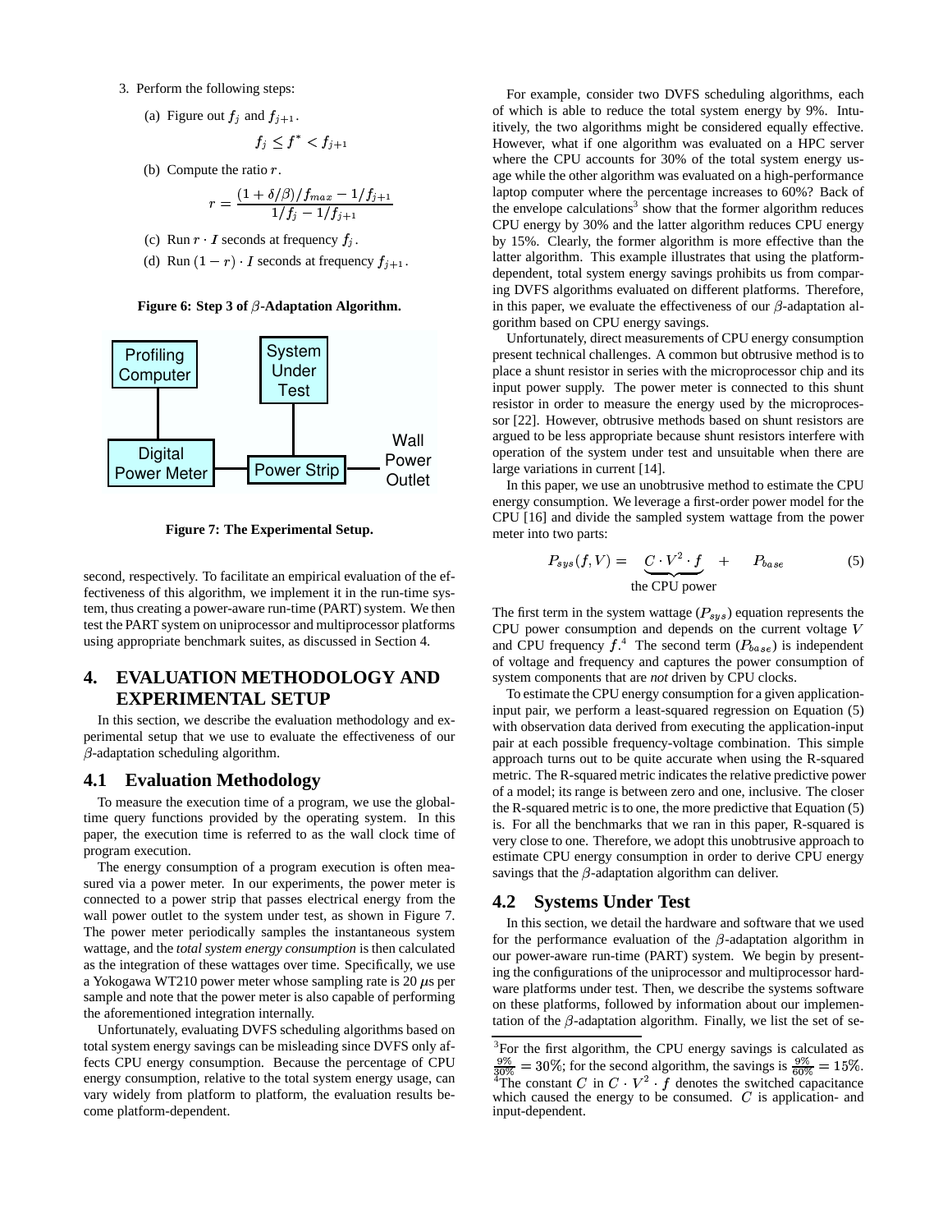3. Perform the following steps:

   (a) Figure out $f_j$ and $f_{j+1}$.

   $$f_j \leq f^* < f_{j+1}$$

   (b) Compute the ratio $r$.

   $$r = \frac{(1+\delta/\beta)/f_{max} - 1/f_{j+1}}{1/f_j - 1/f_{j+1}}$$

   (c) Run $r \cdot I$ seconds at frequency $f_j$.

   (d) Run $(1-r) \cdot I$ seconds at frequency $f_{j+1}$.

**Figure 6: Step 3 of $\beta$-Adaptation Algorithm.**

Profiling Computer — Digital Power Meter — Power Strip — Wall Power Outlet; System Under Test — Power Strip

**Figure 7: The Experimental Setup.**

second, respectively. To facilitate an empirical evaluation of the effectiveness of this algorithm, we implement it in the run-time system, thus creating a power-aware run-time (PART) system. We then test the PART system on uniprocessor and multiprocessor platforms using appropriate benchmark suites, as discussed in Section 4.

## 4. EVALUATION METHODOLOGY AND EXPERIMENTAL SETUP

In this section, we describe the evaluation methodology and experimental setup that we use to evaluate the effectiveness of our $\beta$-adaptation scheduling algorithm.

### 4.1 Evaluation Methodology

To measure the execution time of a program, we use the global-time query functions provided by the operating system. In this paper, the execution time is referred to as the wall clock time of program execution.

The energy consumption of a program execution is often measured via a power meter. In our experiments, the power meter is connected to a power strip that passes electrical energy from the wall power outlet to the system under test, as shown in Figure 7. The power meter periodically samples the instantaneous system wattage, and the *total system energy consumption* is then calculated as the integration of these wattages over time. Specifically, we use a Yokogawa WT210 power meter whose sampling rate is 20 $\mu$s per sample and note that the power meter is also capable of performing the aforementioned integration internally.

Unfortunately, evaluating DVFS scheduling algorithms based on total system energy savings can be misleading since DVFS only affects CPU energy consumption. Because the percentage of CPU energy consumption, relative to the total system energy usage, can vary widely from platform to platform, the evaluation results become platform-dependent.

For example, consider two DVFS scheduling algorithms, each of which is able to reduce the total system energy by 9%. Intuitively, the two algorithms might be considered equally effective. However, what if one algorithm was evaluated on a HPC server where the CPU accounts for 30% of the total system energy usage while the other algorithm was evaluated on a high-performance laptop computer where the percentage increases to 60%? Back of the envelope calculations[3] show that the former algorithm reduces CPU energy by 30% and the latter algorithm reduces CPU energy by 15%. Clearly, the former algorithm is more effective than the latter algorithm. This example illustrates that using the platform-dependent, total system energy savings prohibits us from comparing DVFS algorithms evaluated on different platforms. Therefore, in this paper, we evaluate the effectiveness of our $\beta$-adaptation algorithm based on CPU energy savings.

Unfortunately, direct measurements of CPU energy consumption present technical challenges. A common but obtrusive method is to place a shunt resistor in series with the microprocessor chip and its input power supply. The power meter is connected to this shunt resistor in order to measure the energy used by the microprocessor [22]. However, obtrusive methods based on shunt resistors are argued to be less appropriate because shunt resistors interfere with operation of the system under test and unsuitable when there are large variations in current [14].

In this paper, we use an unobtrusive method to estimate the CPU energy consumption. We leverage a first-order power model for the CPU [16] and divide the sampled system wattage from the power meter into two parts:

$$P_{sys}(f,V) = \underbrace{C \cdot V^2 \cdot f}_{\text{the CPU power}} + P_{base} \quad (5)$$

The first term in the system wattage ($P_{sys}$) equation represents the CPU power consumption and depends on the current voltage $V$ and CPU frequency $f$.[4] The second term ($P_{base}$) is independent of voltage and frequency and captures the power consumption of system components that are *not* driven by CPU clocks.

To estimate the CPU energy consumption for a given application-input pair, we perform a least-squared regression on Equation (5) with observation data derived from executing the application-input pair at each possible frequency-voltage combination. This simple approach turns out to be quite accurate when using the R-squared metric. The R-squared metric indicates the relative predictive power of a model; its range is between zero and one, inclusive. The closer the R-squared metric is to one, the more predictive that Equation (5) is. For all the benchmarks that we ran in this paper, R-squared is very close to one. Therefore, we adopt this unobtrusive approach to estimate CPU energy consumption in order to derive CPU energy savings that the $\beta$-adaptation algorithm can deliver.

### 4.2 Systems Under Test

In this section, we detail the hardware and software that we used for the performance evaluation of the $\beta$-adaptation algorithm in our power-aware run-time (PART) system. We begin by presenting the configurations of the uniprocessor and multiprocessor hardware platforms under test. Then, we describe the systems software on these platforms, followed by information about our implementation of the $\beta$-adaptation algorithm. Finally, we list the set of se-

[3] For the first algorithm, the CPU energy savings is calculated as $\frac{9\%}{30\%} = 30\%$; for the second algorithm, the savings is $\frac{9\%}{60\%} = 15\%$.

[4] The constant $C$ in $C \cdot V^2 \cdot f$ denotes the switched capacitance which caused the energy to be consumed. $C$ is application- and input-dependent.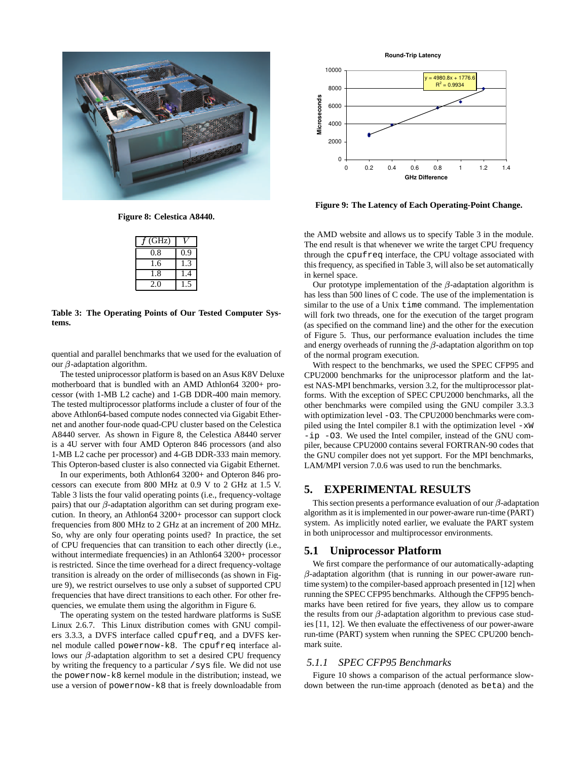Figure 8: **Celestica A8440.**

| $f$ (GHz) | $V$ |
|---|---|
| 0.8 | 0.9 |
| 1.6 | 1.3 |
| 1.8 | 1.4 |
| 2.0 | 1.5 |

**Table 3: The Operating Points of Our Tested Computer Systems.**

quential and parallel benchmarks that we used for the evaluation of our $\beta$-adaptation algorithm.

The tested uniprocessor platform is based on an Asus K8V Deluxe motherboard that is bundled with an AMD Athlon64 3200+ processor (with 1-MB L2 cache) and 1-GB DDR-400 main memory. The tested multiprocessor platforms include a cluster of four of the above Athlon64-based compute nodes connected via Gigabit Ethernet and another four-node quad-CPU cluster based on the Celestica A8440 server. As shown in Figure 8, the Celestica A8440 server is a 4U server with four AMD Opteron 846 processors (and also 1-MB L2 cache per processor) and 4-GB DDR-333 main memory. This Opteron-based cluster is also connected via Gigabit Ethernet.

In our experiments, both Athlon64 3200+ and Opteron 846 processors can execute from 800 MHz at 0.9 V to 2 GHz at 1.5 V. Table 3 lists the four valid operating points (i.e., frequency-voltage pairs) that our $\beta$-adaptation algorithm can set during program execution. In theory, an Athlon64 3200+ processor can support clock frequencies from 800 MHz to 2 GHz at an increment of 200 MHz. So, why are only four operating points used? In practice, the set of CPU frequencies that can transition to each other directly (i.e., without intermediate frequencies) in an Athlon64 3200+ processor is restricted. Since the time overhead for a direct frequency-voltage transition is already on the order of milliseconds (as shown in Figure 9), we restrict ourselves to use only a subset of supported CPU frequencies that have direct transitions to each other. For other frequencies, we emulate them using the algorithm in Figure 6.

The operating system on the tested hardware platforms is SuSE Linux 2.6.7. This Linux distribution comes with GNU compilers 3.3.3, a DVFS interface called `cpufreq`, and a DVFS kernel module called `powernow-k8`. The `cpufreq` interface allows our $\beta$-adaptation algorithm to set a desired CPU frequency by writing the frequency to a particular `/sys` file. We did not use the `powernow-k8` kernel module in the distribution; instead, we use a version of `powernow-k8` that is freely downloadable from the AMD website and allows us to specify Table 3 in the module. The end result is that whenever we write the target CPU frequency through the `cpufreq` interface, the CPU voltage associated with this frequency, as specified in Table 3, will also be set automatically in kernel space.

**Figure 9: The Latency of Each Operating-Point Change.**

Our prototype implementation of the $\beta$-adaptation algorithm is has less than 500 lines of C code. The use of the implementation is similar to the use of a Unix `time` command. The implementation will fork two threads, one for the execution of the target program (as specified on the command line) and the other for the execution of Figure 5. Thus, our performance evaluation includes the time and energy overheads of running the $\beta$-adaptation algorithm on top of the normal program execution.

With respect to the benchmarks, we used the SPEC CFP95 and CPU2000 benchmarks for the uniprocessor platform and the latest NAS-MPI benchmarks, version 3.2, for the multiprocessor platforms. With the exception of SPEC CPU2000 benchmarks, all the other benchmarks were compiled using the GNU compiler 3.3.3 with optimization level `-O3`. The CPU2000 benchmarks were compiled using the Intel compiler 8.1 with the optimization level `-xW -ip -O3`. We used the Intel compiler, instead of the GNU compiler, because CPU2000 contains several FORTRAN-90 codes that the GNU compiler does not yet support. For the MPI benchmarks, LAM/MPI version 7.0.6 was used to run the benchmarks.

## 5. EXPERIMENTAL RESULTS

This section presents a performance evaluation of our $\beta$-adaptation algorithm as it is implemented in our power-aware run-time (PART) system. As implicitly noted earlier, we evaluate the PART system in both uniprocessor and multiprocessor environments.

### 5.1 Uniprocessor Platform

We first compare the performance of our automatically-adapting $\beta$-adaptation algorithm (that is running in our power-aware run-time system) to the compiler-based approach presented in [12] when running the SPEC CFP95 benchmarks. Although the CFP95 benchmarks have been retired for five years, they allow us to compare the results from our $\beta$-adaptation algorithm to previous case studies [11, 12]. We then evaluate the effectiveness of our power-aware run-time (PART) system when running the SPEC CPU200 benchmark suite.

#### *5.1.1 SPEC CFP95 Benchmarks*

Figure 10 shows a comparison of the actual performance slowdown between the run-time approach (denoted as `beta`) and the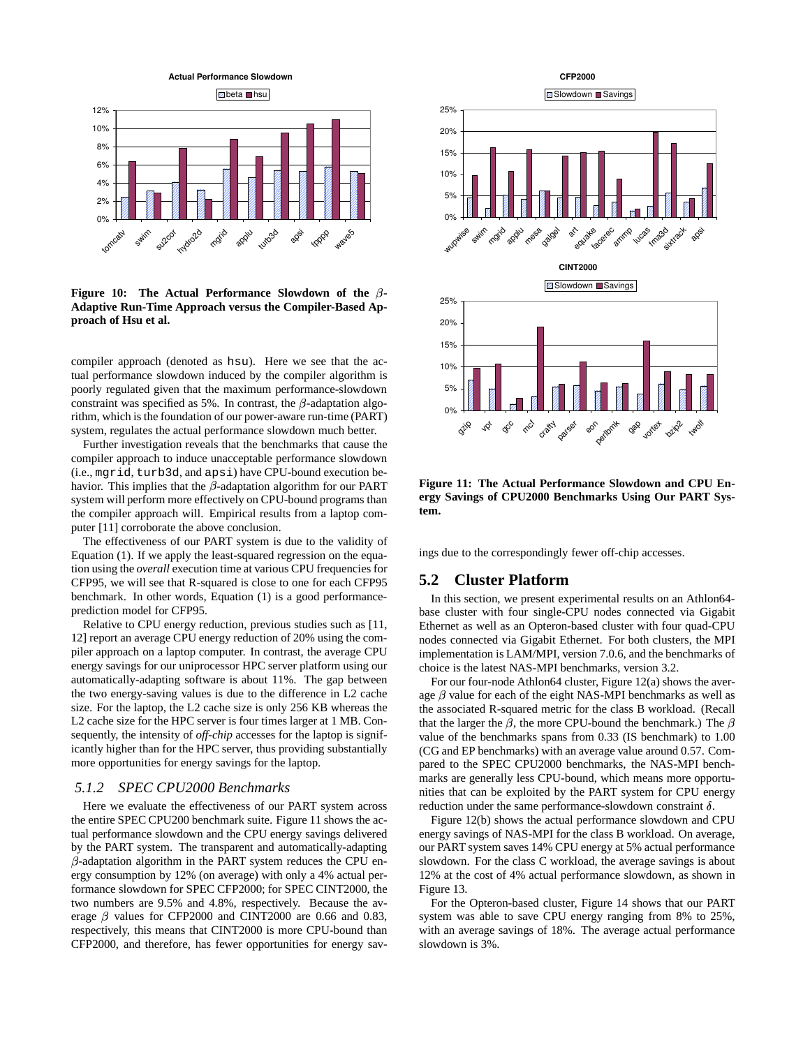**Figure 10: The Actual Performance Slowdown of the $\beta$-Adaptive Run-Time Approach versus the Compiler-Based Approach of Hsu et al.**

compiler approach (denoted as hsu). Here we see that the actual performance slowdown induced by the compiler algorithm is poorly regulated given that the maximum performance-slowdown constraint was specified as 5%. In contrast, the $\beta$-adaptation algorithm, which is the foundation of our power-aware run-time (PART) system, regulates the actual performance slowdown much better.

Further investigation reveals that the benchmarks that cause the compiler approach to induce unacceptable performance slowdown (i.e., mgrid, turb3d, and apsi) have CPU-bound execution behavior. This implies that the $\beta$-adaptation algorithm for our PART system will perform more effectively on CPU-bound programs than the compiler approach will. Empirical results from a laptop computer [11] corroborate the above conclusion.

The effectiveness of our PART system is due to the validity of Equation (1). If we apply the least-squared regression on the equation using the *overall* execution time at various CPU frequencies for CFP95, we will see that R-squared is close to one for each CFP95 benchmark. In other words, Equation (1) is a good performance-prediction model for CFP95.

Relative to CPU energy reduction, previous studies such as [11, 12] report an average CPU energy reduction of 20% using the compiler approach on a laptop computer. In contrast, the average CPU energy savings for our uniprocessor HPC server platform using our automatically-adapting software is about 11%. The gap between the two energy-saving values is due to the difference in L2 cache size. For the laptop, the L2 cache size is only 256 KB whereas the L2 cache size for the HPC server is four times larger at 1 MB. Consequently, the intensity of *off-chip* accesses for the laptop is significantly higher than for the HPC server, thus providing substantially more opportunities for energy savings for the laptop.

### *5.1.2 SPEC CPU2000 Benchmarks*

Here we evaluate the effectiveness of our PART system across the entire SPEC CPU200 benchmark suite. Figure 11 shows the actual performance slowdown and the CPU energy savings delivered by the PART system. The transparent and automatically-adapting $\beta$-adaptation algorithm in the PART system reduces the CPU energy consumption by 12% (on average) with only a 4% actual performance slowdown for SPEC CFP2000; for SPEC CINT2000, the two numbers are 9.5% and 4.8%, respectively. Because the average $\beta$ values for CFP2000 and CINT2000 are 0.66 and 0.83, respectively, this means that CINT2000 is more CPU-bound than CFP2000, and therefore, has fewer opportunities for energy savings due to the correspondingly fewer off-chip accesses.

**Figure 11: The Actual Performance Slowdown and CPU Energy Savings of CPU2000 Benchmarks Using Our PART System.**

## 5.2 Cluster Platform

In this section, we present experimental results on an Athlon64-base cluster with four single-CPU nodes connected via Gigabit Ethernet as well as an Opteron-based cluster with four quad-CPU nodes connected via Gigabit Ethernet. For both clusters, the MPI implementation is LAM/MPI, version 7.0.6, and the benchmarks of choice is the latest NAS-MPI benchmarks, version 3.2.

For our four-node Athlon64 cluster, Figure 12(a) shows the average $\beta$ value for each of the eight NAS-MPI benchmarks as well as the associated R-squared metric for the class B workload. (Recall that the larger the $\beta$, the more CPU-bound the benchmark.) The $\beta$ value of the benchmarks spans from 0.33 (IS benchmark) to 1.00 (CG and EP benchmarks) with an average value around 0.57. Compared to the SPEC CPU2000 benchmarks, the NAS-MPI benchmarks are generally less CPU-bound, which means more opportunities that can be exploited by the PART system for CPU energy reduction under the same performance-slowdown constraint $\delta$.

Figure 12(b) shows the actual performance slowdown and CPU energy savings of NAS-MPI for the class B workload. On average, our PART system saves 14% CPU energy at 5% actual performance slowdown. For the class C workload, the average savings is about 12% at the cost of 4% actual performance slowdown, as shown in Figure 13.

For the Opteron-based cluster, Figure 14 shows that our PART system was able to save CPU energy ranging from 8% to 25%, with an average savings of 18%. The average actual performance slowdown is 3%.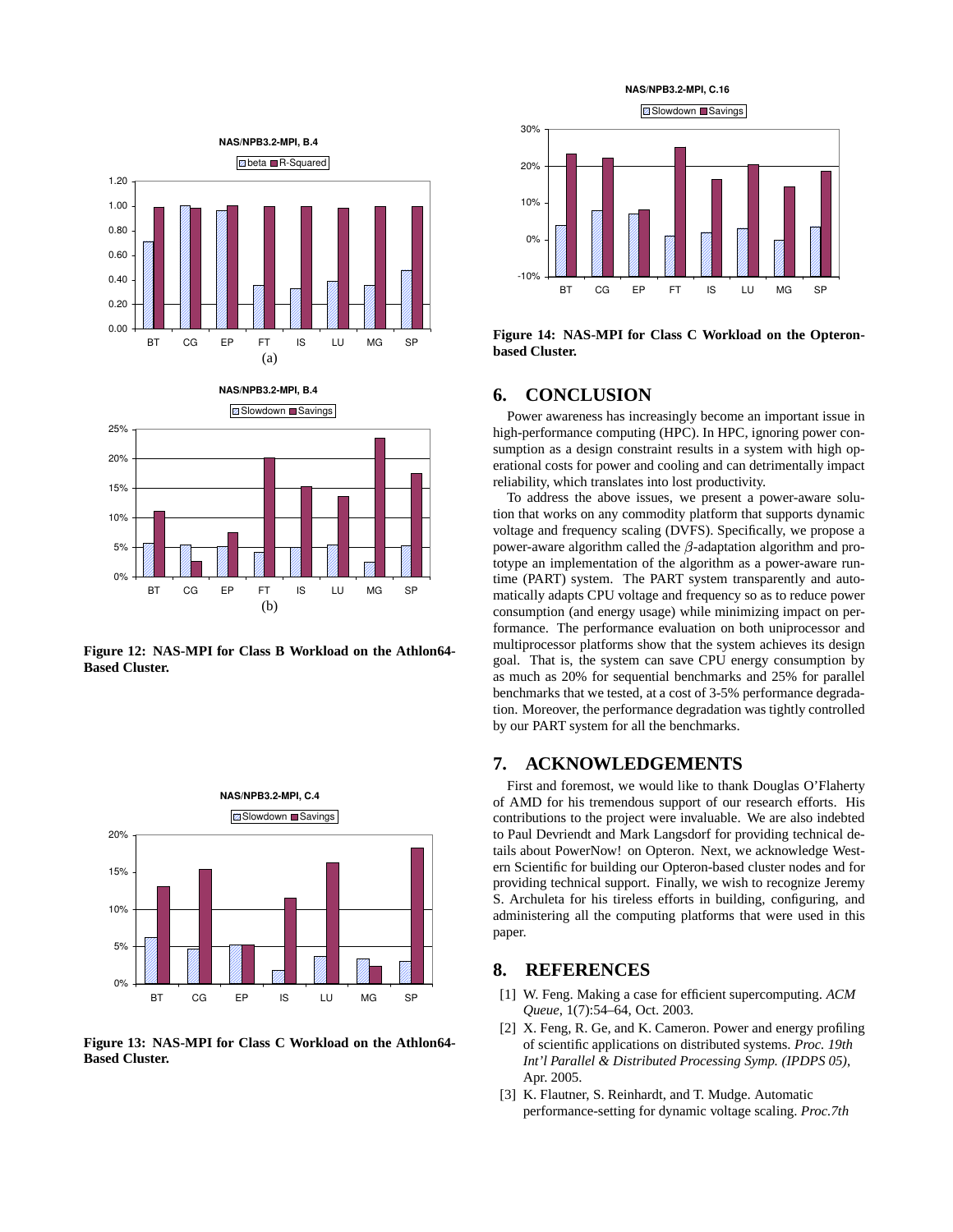**Figure 12: NAS-MPI for Class B Workload on the Athlon64-Based Cluster.**

**Figure 13: NAS-MPI for Class C Workload on the Athlon64-Based Cluster.**

**Figure 14: NAS-MPI for Class C Workload on the Opteron-based Cluster.**

## 6. CONCLUSION

Power awareness has increasingly become an important issue in high-performance computing (HPC). In HPC, ignoring power consumption as a design constraint results in a system with high operational costs for power and cooling and can detrimentally impact reliability, which translates into lost productivity.

To address the above issues, we present a power-aware solution that works on any commodity platform that supports dynamic voltage and frequency scaling (DVFS). Specifically, we propose a power-aware algorithm called the $\beta$-adaptation algorithm and prototype an implementation of the algorithm as a power-aware runtime (PART) system. The PART system transparently and automatically adapts CPU voltage and frequency so as to reduce power consumption (and energy usage) while minimizing impact on performance. The performance evaluation on both uniprocessor and multiprocessor platforms show that the system achieves its design goal. That is, the system can save CPU energy consumption by as much as 20% for sequential benchmarks and 25% for parallel benchmarks that we tested, at a cost of 3-5% performance degradation. Moreover, the performance degradation was tightly controlled by our PART system for all the benchmarks.

## 7. ACKNOWLEDGEMENTS

First and foremost, we would like to thank Douglas O'Flaherty of AMD for his tremendous support of our research efforts. His contributions to the project were invaluable. We are also indebted to Paul Devriendt and Mark Langsdorf for providing technical details about PowerNow! on Opteron. Next, we acknowledge Western Scientific for building our Opteron-based cluster nodes and for providing technical support. Finally, we wish to recognize Jeremy S. Archuleta for his tireless efforts in building, configuring, and administering all the computing platforms that were used in this paper.

## 8. REFERENCES

[1] W. Feng. Making a case for efficient supercomputing. *ACM Queue*, 1(7):54–64, Oct. 2003.

[2] X. Feng, R. Ge, and K. Cameron. Power and energy profiling of scientific applications on distributed systems. *Proc. 19th Int'l Parallel & Distributed Processing Symp. (IPDPS 05)*, Apr. 2005.

[3] K. Flautner, S. Reinhardt, and T. Mudge. Automatic performance-setting for dynamic voltage scaling. *Proc.7th*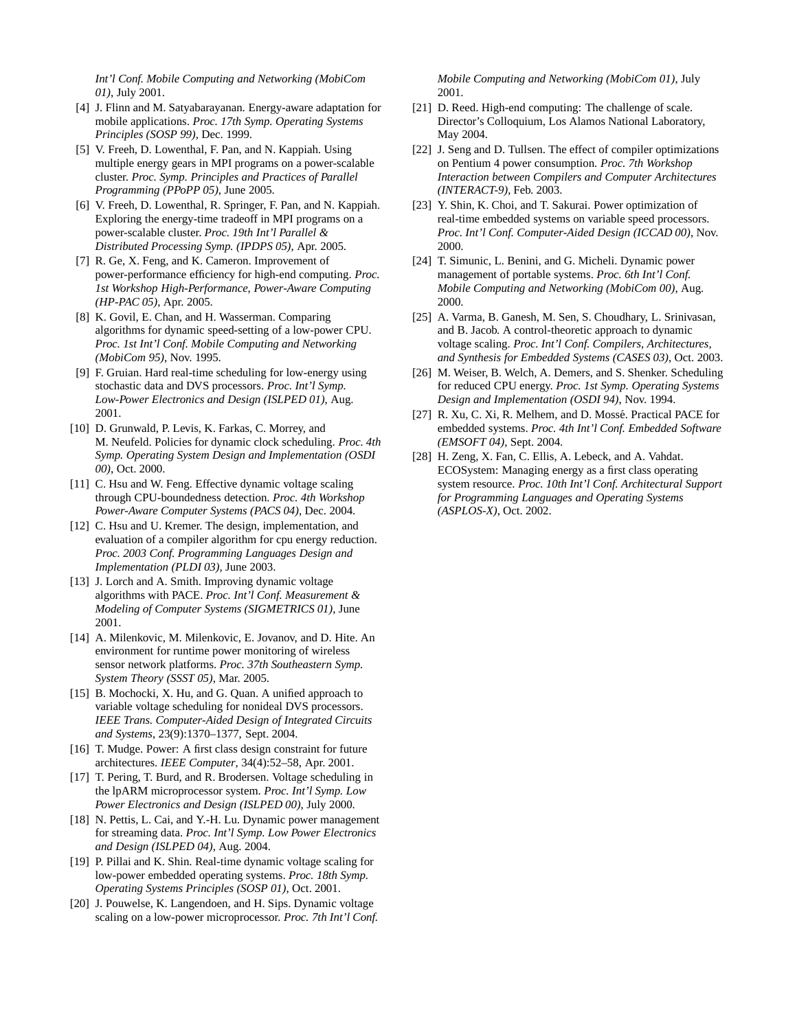Int'l Conf. Mobile Computing and Networking (MobiCom 01)*, July 2001.

[4] J. Flinn and M. Satyabarayanan. Energy-aware adaptation for mobile applications. *Proc. 17th Symp. Operating Systems Principles (SOSP 99)*, Dec. 1999.

[5] V. Freeh, D. Lowenthal, F. Pan, and N. Kappiah. Using multiple energy gears in MPI programs on a power-scalable cluster. *Proc. Symp. Principles and Practices of Parallel Programming (PPoPP 05)*, June 2005.

[6] V. Freeh, D. Lowenthal, R. Springer, F. Pan, and N. Kappiah. Exploring the energy-time tradeoff in MPI programs on a power-scalable cluster. *Proc. 19th Int'l Parallel & Distributed Processing Symp. (IPDPS 05)*, Apr. 2005.

[7] R. Ge, X. Feng, and K. Cameron. Improvement of power-performance efficiency for high-end computing. *Proc. 1st Workshop High-Performance, Power-Aware Computing (HP-PAC 05)*, Apr. 2005.

[8] K. Govil, E. Chan, and H. Wasserman. Comparing algorithms for dynamic speed-setting of a low-power CPU. *Proc. 1st Int'l Conf. Mobile Computing and Networking (MobiCom 95)*, Nov. 1995.

[9] F. Gruian. Hard real-time scheduling for low-energy using stochastic data and DVS processors. *Proc. Int'l Symp. Low-Power Electronics and Design (ISLPED 01)*, Aug. 2001.

[10] D. Grunwald, P. Levis, K. Farkas, C. Morrey, and M. Neufeld. Policies for dynamic clock scheduling. *Proc. 4th Symp. Operating System Design and Implementation (OSDI 00)*, Oct. 2000.

[11] C. Hsu and W. Feng. Effective dynamic voltage scaling through CPU-boundedness detection. *Proc. 4th Workshop Power-Aware Computer Systems (PACS 04)*, Dec. 2004.

[12] C. Hsu and U. Kremer. The design, implementation, and evaluation of a compiler algorithm for cpu energy reduction. *Proc. 2003 Conf. Programming Languages Design and Implementation (PLDI 03)*, June 2003.

[13] J. Lorch and A. Smith. Improving dynamic voltage algorithms with PACE. *Proc. Int'l Conf. Measurement & Modeling of Computer Systems (SIGMETRICS 01)*, June 2001.

[14] A. Milenkovic, M. Milenkovic, E. Jovanov, and D. Hite. An environment for runtime power monitoring of wireless sensor network platforms. *Proc. 37th Southeastern Symp. System Theory (SSST 05)*, Mar. 2005.

[15] B. Mochocki, X. Hu, and G. Quan. A unified approach to variable voltage scheduling for nonideal DVS processors. *IEEE Trans. Computer-Aided Design of Integrated Circuits and Systems*, 23(9):1370–1377, Sept. 2004.

[16] T. Mudge. Power: A first class design constraint for future architectures. *IEEE Computer*, 34(4):52–58, Apr. 2001.

[17] T. Pering, T. Burd, and R. Brodersen. Voltage scheduling in the lpARM microprocessor system. *Proc. Int'l Symp. Low Power Electronics and Design (ISLPED 00)*, July 2000.

[18] N. Pettis, L. Cai, and Y.-H. Lu. Dynamic power management for streaming data. *Proc. Int'l Symp. Low Power Electronics and Design (ISLPED 04)*, Aug. 2004.

[19] P. Pillai and K. Shin. Real-time dynamic voltage scaling for low-power embedded operating systems. *Proc. 18th Symp. Operating Systems Principles (SOSP 01)*, Oct. 2001.

[20] J. Pouwelse, K. Langendoen, and H. Sips. Dynamic voltage scaling on a low-power microprocessor. *Proc. 7th Int'l Conf. Mobile Computing and Networking (MobiCom 01)*, July 2001.

[21] D. Reed. High-end computing: The challenge of scale. Director's Colloquium, Los Alamos National Laboratory, May 2004.

[22] J. Seng and D. Tullsen. The effect of compiler optimizations on Pentium 4 power consumption. *Proc. 7th Workshop Interaction between Compilers and Computer Architectures (INTERACT-9)*, Feb. 2003.

[23] Y. Shin, K. Choi, and T. Sakurai. Power optimization of real-time embedded systems on variable speed processors. *Proc. Int'l Conf. Computer-Aided Design (ICCAD 00)*, Nov. 2000.

[24] T. Simunic, L. Benini, and G. Micheli. Dynamic power management of portable systems. *Proc. 6th Int'l Conf. Mobile Computing and Networking (MobiCom 00)*, Aug. 2000.

[25] A. Varma, B. Ganesh, M. Sen, S. Choudhary, L. Srinivasan, and B. Jacob. A control-theoretic approach to dynamic voltage scaling. *Proc. Int'l Conf. Compilers, Architectures, and Synthesis for Embedded Systems (CASES 03)*, Oct. 2003.

[26] M. Weiser, B. Welch, A. Demers, and S. Shenker. Scheduling for reduced CPU energy. *Proc. 1st Symp. Operating Systems Design and Implementation (OSDI 94)*, Nov. 1994.

[27] R. Xu, C. Xi, R. Melhem, and D. Mossé. Practical PACE for embedded systems. *Proc. 4th Int'l Conf. Embedded Software (EMSOFT 04)*, Sept. 2004.

[28] H. Zeng, X. Fan, C. Ellis, A. Lebeck, and A. Vahdat. ECOSystem: Managing energy as a first class operating system resource. *Proc. 10th Int'l Conf. Architectural Support for Programming Languages and Operating Systems (ASPLOS-X)*, Oct. 2002.